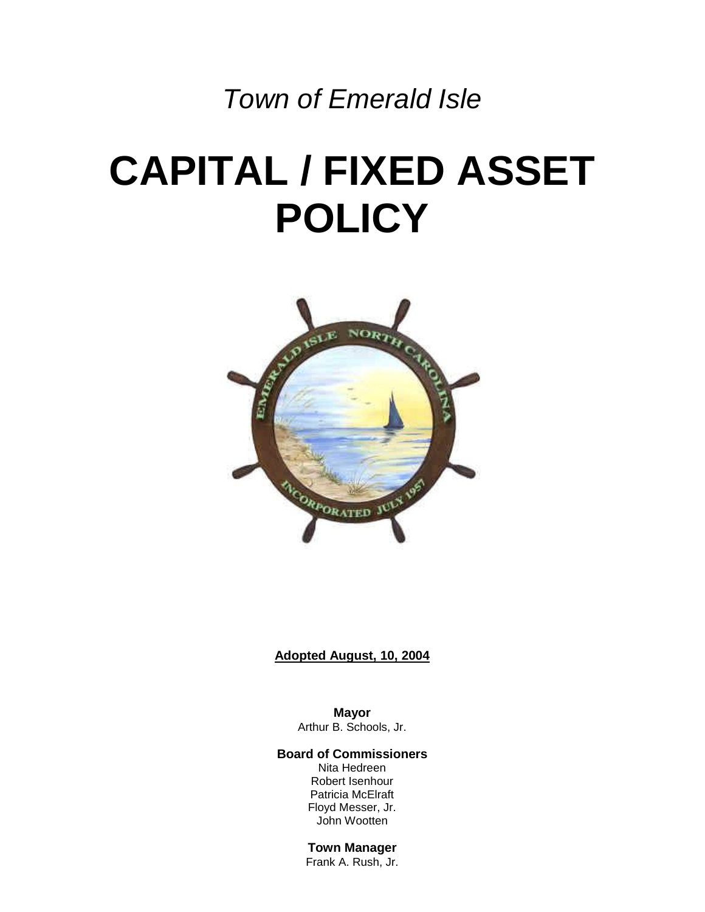*Town of Emerald Isle*

# CAPITAL / FIXED ASSET POLICY

**Adopted August, 10, 2004**

**Mayor**
Arthur B. Schools, Jr.

**Board of Commissioners**
Nita Hedreen
Robert Isenhour
Patricia McElraft
Floyd Messer, Jr.
John Wootten

**Town Manager**
Frank A. Rush, Jr.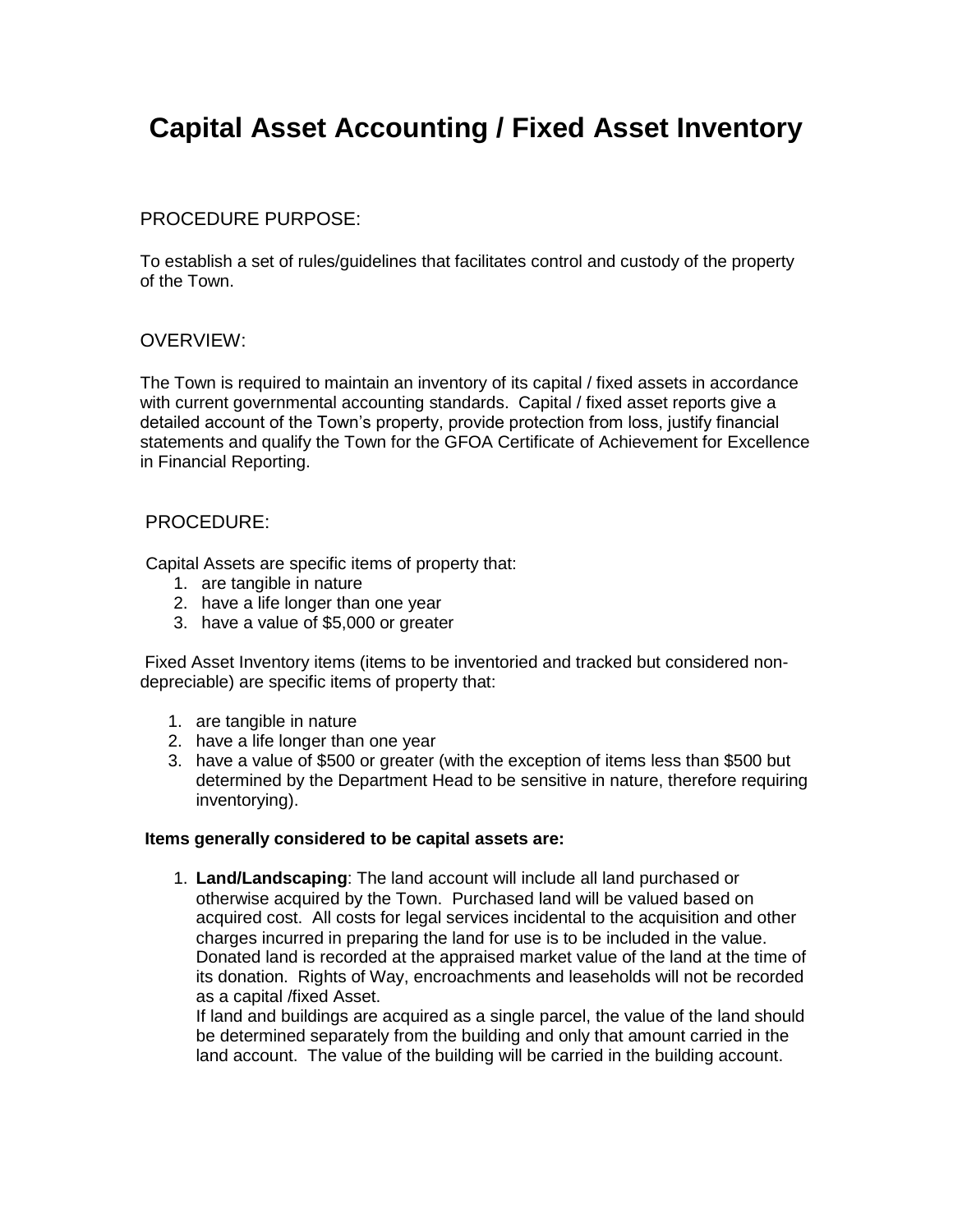# Capital Asset Accounting / Fixed Asset Inventory

PROCEDURE PURPOSE:

To establish a set of rules/guidelines that facilitates control and custody of the property of the Town.

OVERVIEW:

The Town is required to maintain an inventory of its capital / fixed assets in accordance with current governmental accounting standards. Capital / fixed asset reports give a detailed account of the Town's property, provide protection from loss, justify financial statements and qualify the Town for the GFOA Certificate of Achievement for Excellence in Financial Reporting.

PROCEDURE:

Capital Assets are specific items of property that:

1. are tangible in nature
2. have a life longer than one year
3. have a value of $5,000 or greater

Fixed Asset Inventory items (items to be inventoried and tracked but considered non-depreciable) are specific items of property that:

1. are tangible in nature
2. have a life longer than one year
3. have a value of $500 or greater (with the exception of items less than $500 but determined by the Department Head to be sensitive in nature, therefore requiring inventorying).

**Items generally considered to be capital assets are:**

1. **Land/Landscaping**: The land account will include all land purchased or otherwise acquired by the Town. Purchased land will be valued based on acquired cost. All costs for legal services incidental to the acquisition and other charges incurred in preparing the land for use is to be included in the value. Donated land is recorded at the appraised market value of the land at the time of its donation. Rights of Way, encroachments and leaseholds will not be recorded as a capital /fixed Asset.

   If land and buildings are acquired as a single parcel, the value of the land should be determined separately from the building and only that amount carried in the land account. The value of the building will be carried in the building account.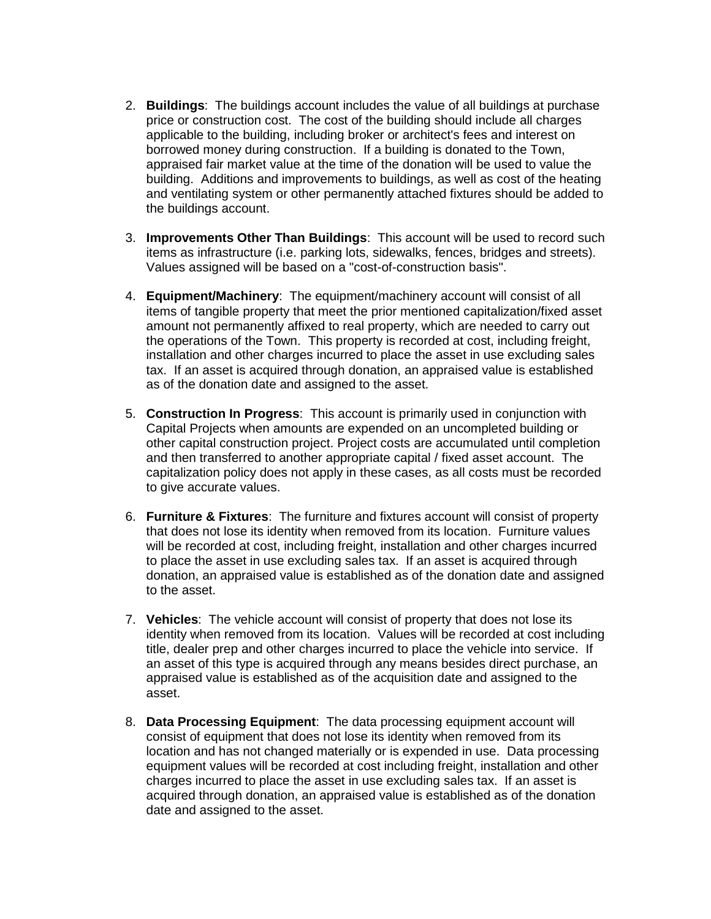2. **Buildings**: The buildings account includes the value of all buildings at purchase price or construction cost. The cost of the building should include all charges applicable to the building, including broker or architect's fees and interest on borrowed money during construction. If a building is donated to the Town, appraised fair market value at the time of the donation will be used to value the building. Additions and improvements to buildings, as well as cost of the heating and ventilating system or other permanently attached fixtures should be added to the buildings account.

3. **Improvements Other Than Buildings**: This account will be used to record such items as infrastructure (i.e. parking lots, sidewalks, fences, bridges and streets). Values assigned will be based on a "cost-of-construction basis".

4. **Equipment/Machinery**: The equipment/machinery account will consist of all items of tangible property that meet the prior mentioned capitalization/fixed asset amount not permanently affixed to real property, which are needed to carry out the operations of the Town. This property is recorded at cost, including freight, installation and other charges incurred to place the asset in use excluding sales tax. If an asset is acquired through donation, an appraised value is established as of the donation date and assigned to the asset.

5. **Construction In Progress**: This account is primarily used in conjunction with Capital Projects when amounts are expended on an uncompleted building or other capital construction project. Project costs are accumulated until completion and then transferred to another appropriate capital / fixed asset account. The capitalization policy does not apply in these cases, as all costs must be recorded to give accurate values.

6. **Furniture & Fixtures**: The furniture and fixtures account will consist of property that does not lose its identity when removed from its location. Furniture values will be recorded at cost, including freight, installation and other charges incurred to place the asset in use excluding sales tax. If an asset is acquired through donation, an appraised value is established as of the donation date and assigned to the asset.

7. **Vehicles**: The vehicle account will consist of property that does not lose its identity when removed from its location. Values will be recorded at cost including title, dealer prep and other charges incurred to place the vehicle into service. If an asset of this type is acquired through any means besides direct purchase, an appraised value is established as of the acquisition date and assigned to the asset.

8. **Data Processing Equipment**: The data processing equipment account will consist of equipment that does not lose its identity when removed from its location and has not changed materially or is expended in use. Data processing equipment values will be recorded at cost including freight, installation and other charges incurred to place the asset in use excluding sales tax. If an asset is acquired through donation, an appraised value is established as of the donation date and assigned to the asset.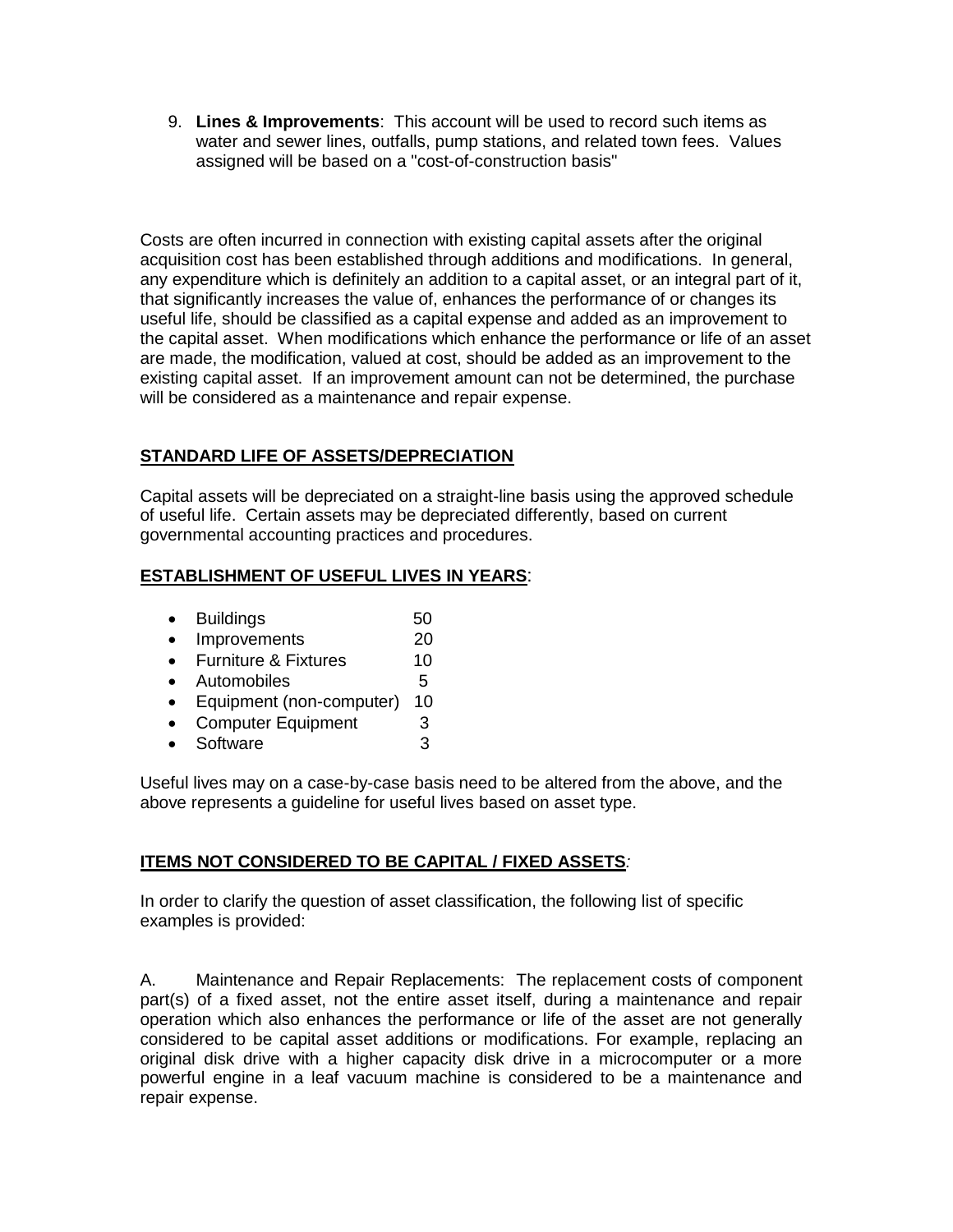9. **Lines & Improvements**: This account will be used to record such items as water and sewer lines, outfalls, pump stations, and related town fees. Values assigned will be based on a "cost-of-construction basis"

Costs are often incurred in connection with existing capital assets after the original acquisition cost has been established through additions and modifications. In general, any expenditure which is definitely an addition to a capital asset, or an integral part of it, that significantly increases the value of, enhances the performance of or changes its useful life, should be classified as a capital expense and added as an improvement to the capital asset. When modifications which enhance the performance or life of an asset are made, the modification, valued at cost, should be added as an improvement to the existing capital asset. If an improvement amount can not be determined, the purchase will be considered as a maintenance and repair expense.

**STANDARD LIFE OF ASSETS/DEPRECIATION**

Capital assets will be depreciated on a straight-line basis using the approved schedule of useful life. Certain assets may be depreciated differently, based on current governmental accounting practices and procedures.

**ESTABLISHMENT OF USEFUL LIVES IN YEARS**:

- Buildings 50
- Improvements 20
- Furniture & Fixtures 10
- Automobiles 5
- Equipment (non-computer) 10
- Computer Equipment 3
- Software 3

Useful lives may on a case-by-case basis need to be altered from the above, and the above represents a guideline for useful lives based on asset type.

**ITEMS NOT CONSIDERED TO BE CAPITAL / FIXED ASSETS**:

In order to clarify the question of asset classification, the following list of specific examples is provided:

A. Maintenance and Repair Replacements: The replacement costs of component part(s) of a fixed asset, not the entire asset itself, during a maintenance and repair operation which also enhances the performance or life of the asset are not generally considered to be capital asset additions or modifications. For example, replacing an original disk drive with a higher capacity disk drive in a microcomputer or a more powerful engine in a leaf vacuum machine is considered to be a maintenance and repair expense.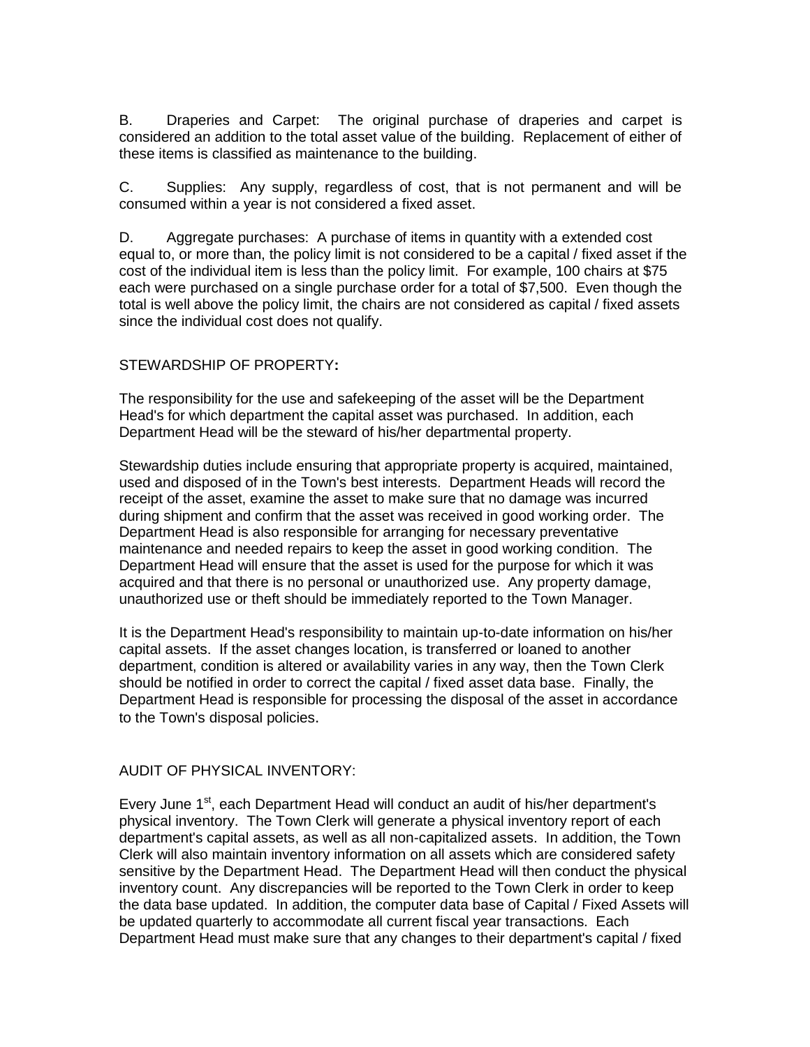B. Draperies and Carpet: The original purchase of draperies and carpet is considered an addition to the total asset value of the building. Replacement of either of these items is classified as maintenance to the building.

C. Supplies: Any supply, regardless of cost, that is not permanent and will be consumed within a year is not considered a fixed asset.

D. Aggregate purchases: A purchase of items in quantity with a extended cost equal to, or more than, the policy limit is not considered to be a capital / fixed asset if the cost of the individual item is less than the policy limit. For example, 100 chairs at $75 each were purchased on a single purchase order for a total of $7,500. Even though the total is well above the policy limit, the chairs are not considered as capital / fixed assets since the individual cost does not qualify.

STEWARDSHIP OF PROPERTY**:**

The responsibility for the use and safekeeping of the asset will be the Department Head's for which department the capital asset was purchased. In addition, each Department Head will be the steward of his/her departmental property.

Stewardship duties include ensuring that appropriate property is acquired, maintained, used and disposed of in the Town's best interests. Department Heads will record the receipt of the asset, examine the asset to make sure that no damage was incurred during shipment and confirm that the asset was received in good working order. The Department Head is also responsible for arranging for necessary preventative maintenance and needed repairs to keep the asset in good working condition. The Department Head will ensure that the asset is used for the purpose for which it was acquired and that there is no personal or unauthorized use. Any property damage, unauthorized use or theft should be immediately reported to the Town Manager.

It is the Department Head's responsibility to maintain up-to-date information on his/her capital assets. If the asset changes location, is transferred or loaned to another department, condition is altered or availability varies in any way, then the Town Clerk should be notified in order to correct the capital / fixed asset data base. Finally, the Department Head is responsible for processing the disposal of the asset in accordance to the Town's disposal policies.

AUDIT OF PHYSICAL INVENTORY:

Every June 1st, each Department Head will conduct an audit of his/her department's physical inventory. The Town Clerk will generate a physical inventory report of each department's capital assets, as well as all non-capitalized assets. In addition, the Town Clerk will also maintain inventory information on all assets which are considered safety sensitive by the Department Head. The Department Head will then conduct the physical inventory count. Any discrepancies will be reported to the Town Clerk in order to keep the data base updated. In addition, the computer data base of Capital / Fixed Assets will be updated quarterly to accommodate all current fiscal year transactions. Each Department Head must make sure that any changes to their department's capital / fixed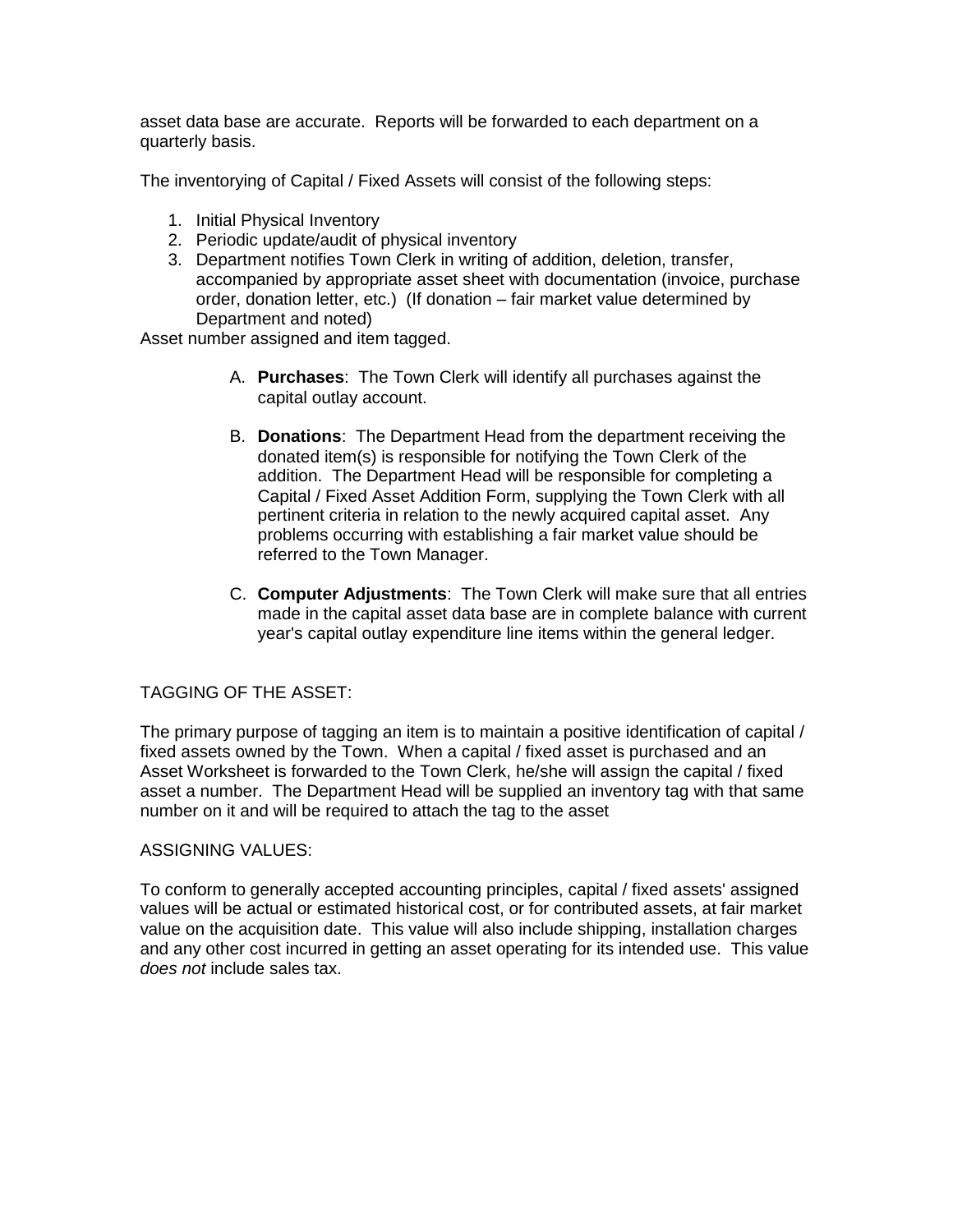asset data base are accurate. Reports will be forwarded to each department on a quarterly basis.

The inventorying of Capital / Fixed Assets will consist of the following steps:

1. Initial Physical Inventory
2. Periodic update/audit of physical inventory
3. Department notifies Town Clerk in writing of addition, deletion, transfer, accompanied by appropriate asset sheet with documentation (invoice, purchase order, donation letter, etc.) (If donation – fair market value determined by Department and noted)

Asset number assigned and item tagged.

A. **Purchases**: The Town Clerk will identify all purchases against the capital outlay account.

B. **Donations**: The Department Head from the department receiving the donated item(s) is responsible for notifying the Town Clerk of the addition. The Department Head will be responsible for completing a Capital / Fixed Asset Addition Form, supplying the Town Clerk with all pertinent criteria in relation to the newly acquired capital asset. Any problems occurring with establishing a fair market value should be referred to the Town Manager.

C. **Computer Adjustments**: The Town Clerk will make sure that all entries made in the capital asset data base are in complete balance with current year's capital outlay expenditure line items within the general ledger.

TAGGING OF THE ASSET:

The primary purpose of tagging an item is to maintain a positive identification of capital / fixed assets owned by the Town. When a capital / fixed asset is purchased and an Asset Worksheet is forwarded to the Town Clerk, he/she will assign the capital / fixed asset a number. The Department Head will be supplied an inventory tag with that same number on it and will be required to attach the tag to the asset

ASSIGNING VALUES:

To conform to generally accepted accounting principles, capital / fixed assets' assigned values will be actual or estimated historical cost, or for contributed assets, at fair market value on the acquisition date. This value will also include shipping, installation charges and any other cost incurred in getting an asset operating for its intended use. This value *does not* include sales tax.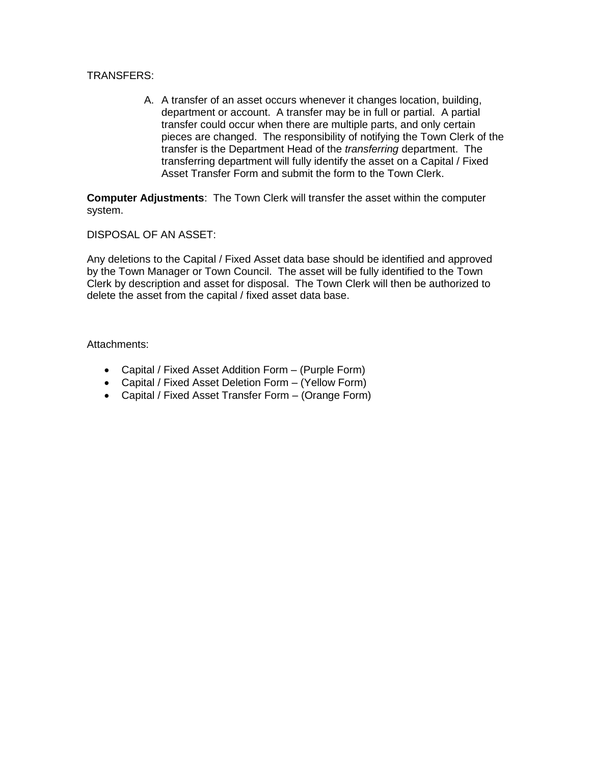TRANSFERS:

A. A transfer of an asset occurs whenever it changes location, building, department or account. A transfer may be in full or partial. A partial transfer could occur when there are multiple parts, and only certain pieces are changed. The responsibility of notifying the Town Clerk of the transfer is the Department Head of the *transferring* department. The transferring department will fully identify the asset on a Capital / Fixed Asset Transfer Form and submit the form to the Town Clerk.

**Computer Adjustments**: The Town Clerk will transfer the asset within the computer system.

DISPOSAL OF AN ASSET:

Any deletions to the Capital / Fixed Asset data base should be identified and approved by the Town Manager or Town Council. The asset will be fully identified to the Town Clerk by description and asset for disposal. The Town Clerk will then be authorized to delete the asset from the capital / fixed asset data base.

Attachments:

- Capital / Fixed Asset Addition Form – (Purple Form)
- Capital / Fixed Asset Deletion Form – (Yellow Form)
- Capital / Fixed Asset Transfer Form – (Orange Form)